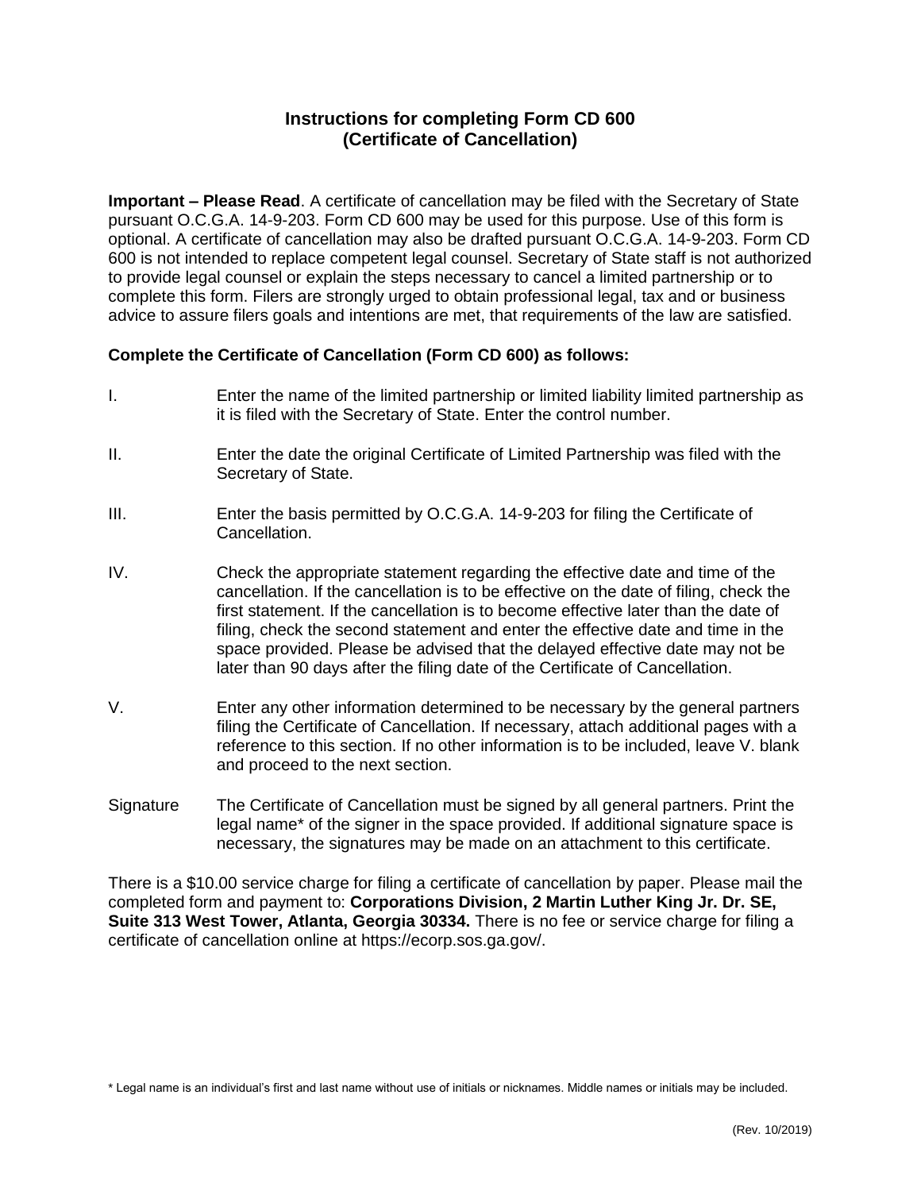# Instructions for completing Form CD 600 (Certificate of Cancellation)

**Important – Please Read**. A certificate of cancellation may be filed with the Secretary of State pursuant O.C.G.A. 14-9-203. Form CD 600 may be used for this purpose. Use of this form is optional. A certificate of cancellation may also be drafted pursuant O.C.G.A. 14-9-203. Form CD 600 is not intended to replace competent legal counsel. Secretary of State staff is not authorized to provide legal counsel or explain the steps necessary to cancel a limited partnership or to complete this form. Filers are strongly urged to obtain professional legal, tax and or business advice to assure filers goals and intentions are met, that requirements of the law are satisfied.

**Complete the Certificate of Cancellation (Form CD 600) as follows:**

I. Enter the name of the limited partnership or limited liability limited partnership as it is filed with the Secretary of State. Enter the control number.

II. Enter the date the original Certificate of Limited Partnership was filed with the Secretary of State.

III. Enter the basis permitted by O.C.G.A. 14-9-203 for filing the Certificate of Cancellation.

IV. Check the appropriate statement regarding the effective date and time of the cancellation. If the cancellation is to be effective on the date of filing, check the first statement. If the cancellation is to become effective later than the date of filing, check the second statement and enter the effective date and time in the space provided. Please be advised that the delayed effective date may not be later than 90 days after the filing date of the Certificate of Cancellation.

V. Enter any other information determined to be necessary by the general partners filing the Certificate of Cancellation. If necessary, attach additional pages with a reference to this section. If no other information is to be included, leave V. blank and proceed to the next section.

Signature The Certificate of Cancellation must be signed by all general partners. Print the legal name* of the signer in the space provided. If additional signature space is necessary, the signatures may be made on an attachment to this certificate.

There is a $10.00 service charge for filing a certificate of cancellation by paper. Please mail the completed form and payment to: **Corporations Division, 2 Martin Luther King Jr. Dr. SE, Suite 313 West Tower, Atlanta, Georgia 30334.** There is no fee or service charge for filing a certificate of cancellation online at https://ecorp.sos.ga.gov/.

\* Legal name is an individual's first and last name without use of initials or nicknames. Middle names or initials may be included.

(Rev. 10/2019)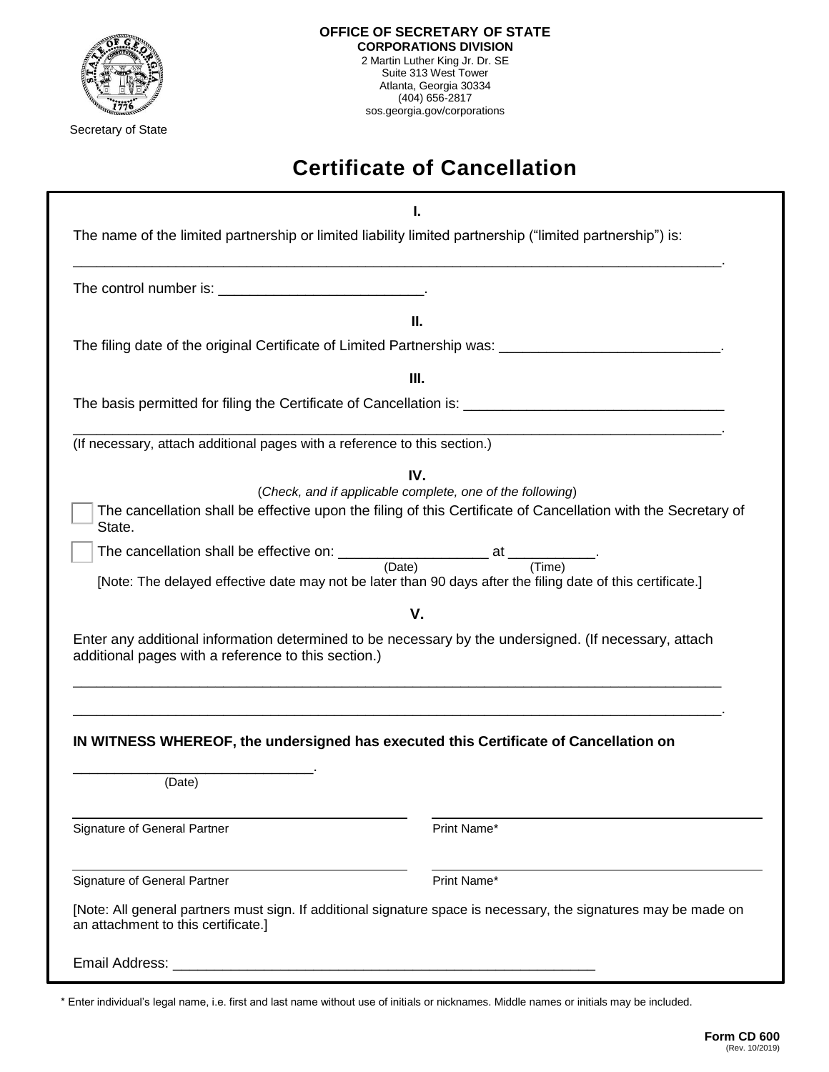**OFFICE OF SECRETARY OF STATE**
**CORPORATIONS DIVISION**
2 Martin Luther King Jr. Dr. SE
Suite 313 West Tower
Atlanta, Georgia 30334
(404) 656-2817
sos.georgia.gov/corporations

Secretary of State

# Certificate of Cancellation

**I.**

The name of the limited partnership or limited liability limited partnership ("limited partnership") is:

_______________________________________________________________________________.

The control number is: _________________________.

**II.**

The filing date of the original Certificate of Limited Partnership was: ___________________________.

**III.**

The basis permitted for filing the Certificate of Cancellation is: _______________________________

_______________________________________________________________________________.

(If necessary, attach additional pages with a reference to this section.)

**IV.**

(*Check, and if applicable complete, one of the following*)

☐ The cancellation shall be effective upon the filing of this Certificate of Cancellation with the Secretary of State.

☐ The cancellation shall be effective on: __________________ at __________.
(Date) (Time)

[Note: The delayed effective date may not be later than 90 days after the filing date of this certificate.]

**V.**

Enter any additional information determined to be necessary by the undersigned. (If necessary, attach additional pages with a reference to this section.)

_______________________________________________________________________________

_______________________________________________________________________________.

**IN WITNESS WHEREOF, the undersigned has executed this Certificate of Cancellation on**

_____________________________.
(Date)

| | |
|---|---|
| Signature of General Partner | Print Name* |
| Signature of General Partner | Print Name* |

[Note: All general partners must sign. If additional signature space is necessary, the signatures may be made on an attachment to this certificate.]

Email Address: _____________________________________________________

\* Enter individual's legal name, i.e. first and last name without use of initials or nicknames. Middle names or initials may be included.

**Form CD 600**
(Rev. 10/2019)